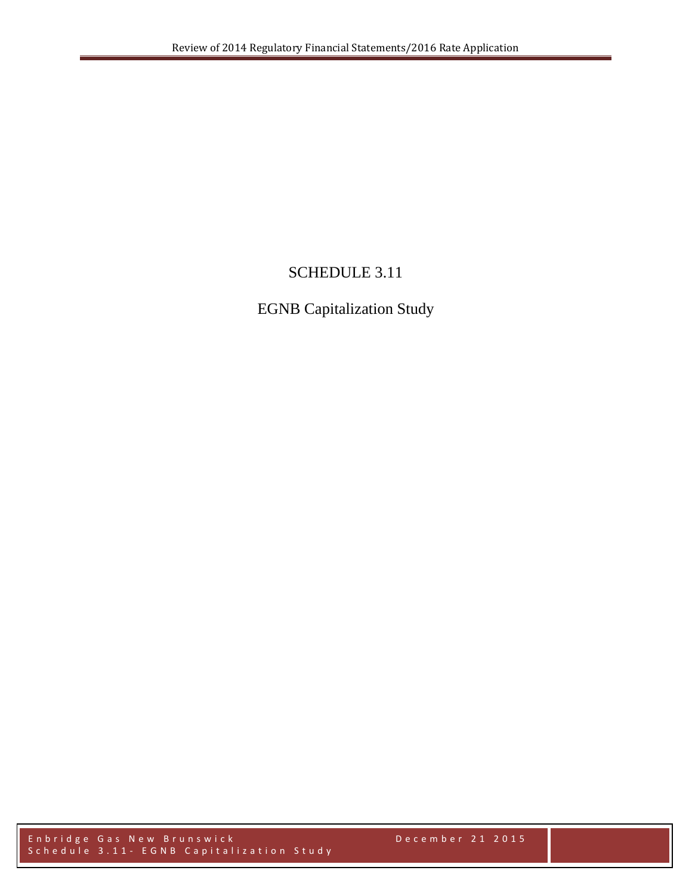# SCHEDULE 3.11

## EGNB Capitalization Study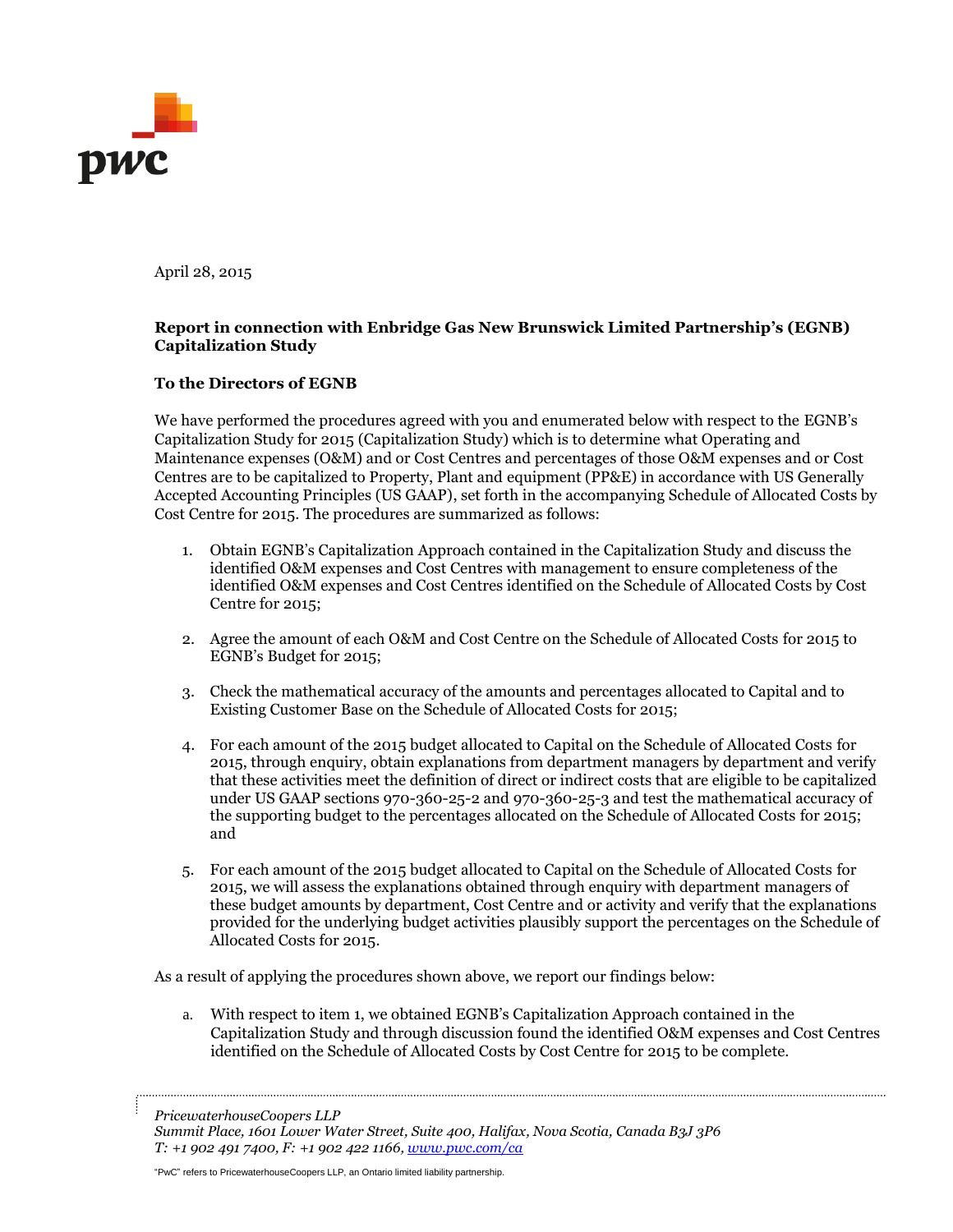April 28, 2015

**Report in connection with Enbridge Gas New Brunswick Limited Partnership's (EGNB) Capitalization Study**

**To the Directors of EGNB**

We have performed the procedures agreed with you and enumerated below with respect to the EGNB's Capitalization Study for 2015 (Capitalization Study) which is to determine what Operating and Maintenance expenses (O&M) and or Cost Centres and percentages of those O&M expenses and or Cost Centres are to be capitalized to Property, Plant and equipment (PP&E) in accordance with US Generally Accepted Accounting Principles (US GAAP), set forth in the accompanying Schedule of Allocated Costs by Cost Centre for 2015. The procedures are summarized as follows:

1. Obtain EGNB's Capitalization Approach contained in the Capitalization Study and discuss the identified O&M expenses and Cost Centres with management to ensure completeness of the identified O&M expenses and Cost Centres identified on the Schedule of Allocated Costs by Cost Centre for 2015;

2. Agree the amount of each O&M and Cost Centre on the Schedule of Allocated Costs for 2015 to EGNB's Budget for 2015;

3. Check the mathematical accuracy of the amounts and percentages allocated to Capital and to Existing Customer Base on the Schedule of Allocated Costs for 2015;

4. For each amount of the 2015 budget allocated to Capital on the Schedule of Allocated Costs for 2015, through enquiry, obtain explanations from department managers by department and verify that these activities meet the definition of direct or indirect costs that are eligible to be capitalized under US GAAP sections 970-360-25-2 and 970-360-25-3 and test the mathematical accuracy of the supporting budget to the percentages allocated on the Schedule of Allocated Costs for 2015; and

5. For each amount of the 2015 budget allocated to Capital on the Schedule of Allocated Costs for 2015, we will assess the explanations obtained through enquiry with department managers of these budget amounts by department, Cost Centre and or activity and verify that the explanations provided for the underlying budget activities plausibly support the percentages on the Schedule of Allocated Costs for 2015.

As a result of applying the procedures shown above, we report our findings below:

a. With respect to item 1, we obtained EGNB's Capitalization Approach contained in the Capitalization Study and through discussion found the identified O&M expenses and Cost Centres identified on the Schedule of Allocated Costs by Cost Centre for 2015 to be complete.

*PricewaterhouseCoopers LLP*
*Summit Place, 1601 Lower Water Street, Suite 400, Halifax, Nova Scotia, Canada B3J 3P6*
*T: +1 902 491 7400, F: +1 902 422 1166, www.pwc.com/ca*

"PwC" refers to PricewaterhouseCoopers LLP, an Ontario limited liability partnership.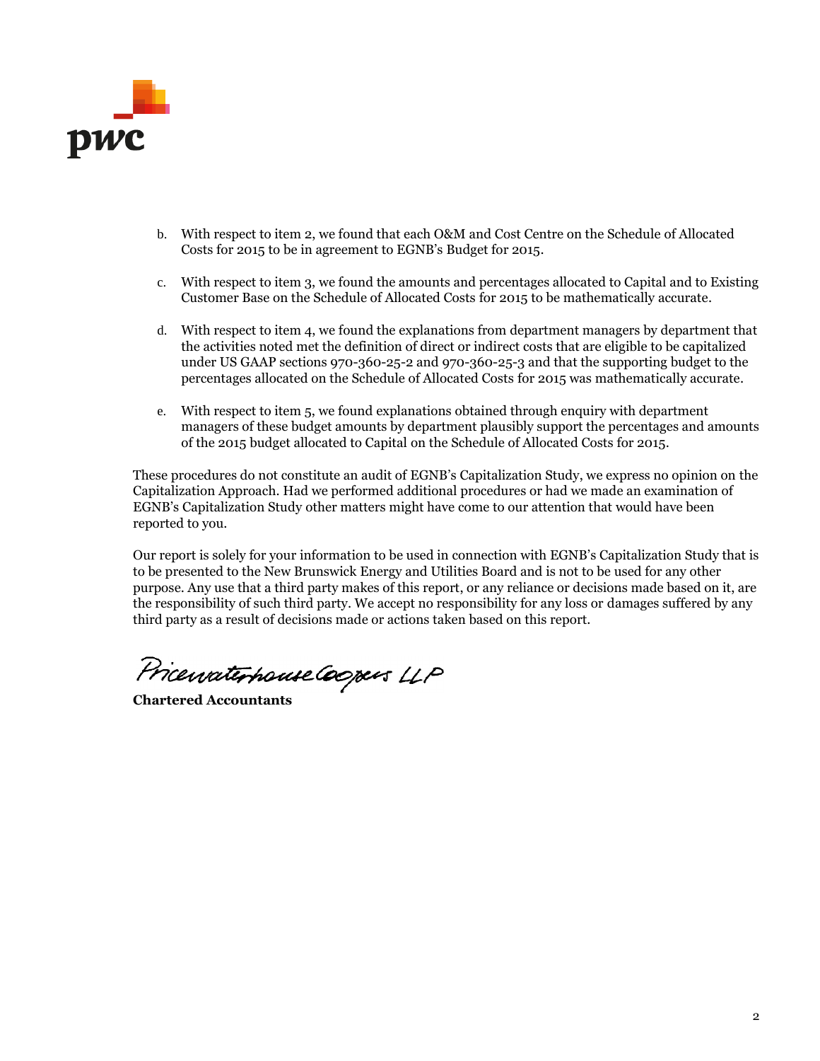b. With respect to item 2, we found that each O&M and Cost Centre on the Schedule of Allocated Costs for 2015 to be in agreement to EGNB's Budget for 2015.

c. With respect to item 3, we found the amounts and percentages allocated to Capital and to Existing Customer Base on the Schedule of Allocated Costs for 2015 to be mathematically accurate.

d. With respect to item 4, we found the explanations from department managers by department that the activities noted met the definition of direct or indirect costs that are eligible to be capitalized under US GAAP sections 970-360-25-2 and 970-360-25-3 and that the supporting budget to the percentages allocated on the Schedule of Allocated Costs for 2015 was mathematically accurate.

e. With respect to item 5, we found explanations obtained through enquiry with department managers of these budget amounts by department plausibly support the percentages and amounts of the 2015 budget allocated to Capital on the Schedule of Allocated Costs for 2015.

These procedures do not constitute an audit of EGNB's Capitalization Study, we express no opinion on the Capitalization Approach. Had we performed additional procedures or had we made an examination of EGNB's Capitalization Study other matters might have come to our attention that would have been reported to you.

Our report is solely for your information to be used in connection with EGNB's Capitalization Study that is to be presented to the New Brunswick Energy and Utilities Board and is not to be used for any other purpose. Any use that a third party makes of this report, or any reliance or decisions made based on it, are the responsibility of such third party. We accept no responsibility for any loss or damages suffered by any third party as a result of decisions made or actions taken based on this report.

PricewaterhouseCoopers LLP

**Chartered Accountants**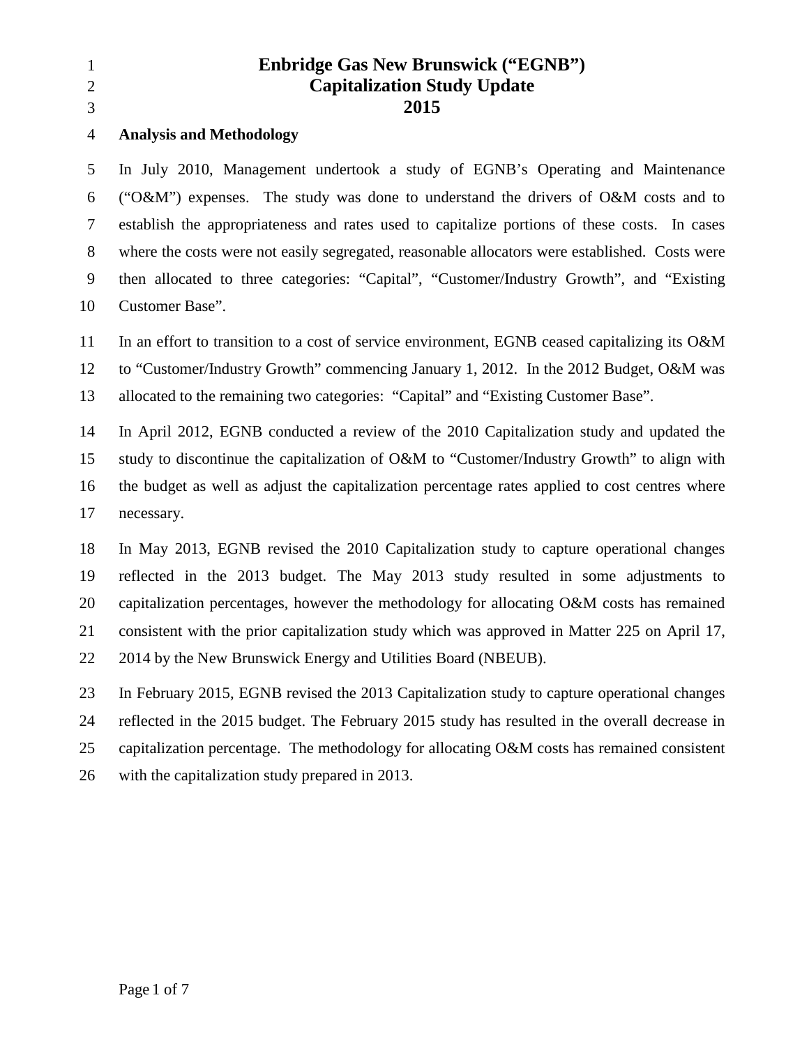# Enbridge Gas New Brunswick ("EGNB")
# Capitalization Study Update
# 2015

**Analysis and Methodology**

In July 2010, Management undertook a study of EGNB's Operating and Maintenance ("O&M") expenses. The study was done to understand the drivers of O&M costs and to establish the appropriateness and rates used to capitalize portions of these costs. In cases where the costs were not easily segregated, reasonable allocators were established. Costs were then allocated to three categories: "Capital", "Customer/Industry Growth", and "Existing Customer Base".

In an effort to transition to a cost of service environment, EGNB ceased capitalizing its O&M to "Customer/Industry Growth" commencing January 1, 2012. In the 2012 Budget, O&M was allocated to the remaining two categories: "Capital" and "Existing Customer Base".

In April 2012, EGNB conducted a review of the 2010 Capitalization study and updated the study to discontinue the capitalization of O&M to "Customer/Industry Growth" to align with the budget as well as adjust the capitalization percentage rates applied to cost centres where necessary.

In May 2013, EGNB revised the 2010 Capitalization study to capture operational changes reflected in the 2013 budget. The May 2013 study resulted in some adjustments to capitalization percentages, however the methodology for allocating O&M costs has remained consistent with the prior capitalization study which was approved in Matter 225 on April 17, 2014 by the New Brunswick Energy and Utilities Board (NBEUB).

In February 2015, EGNB revised the 2013 Capitalization study to capture operational changes reflected in the 2015 budget. The February 2015 study has resulted in the overall decrease in capitalization percentage. The methodology for allocating O&M costs has remained consistent with the capitalization study prepared in 2013.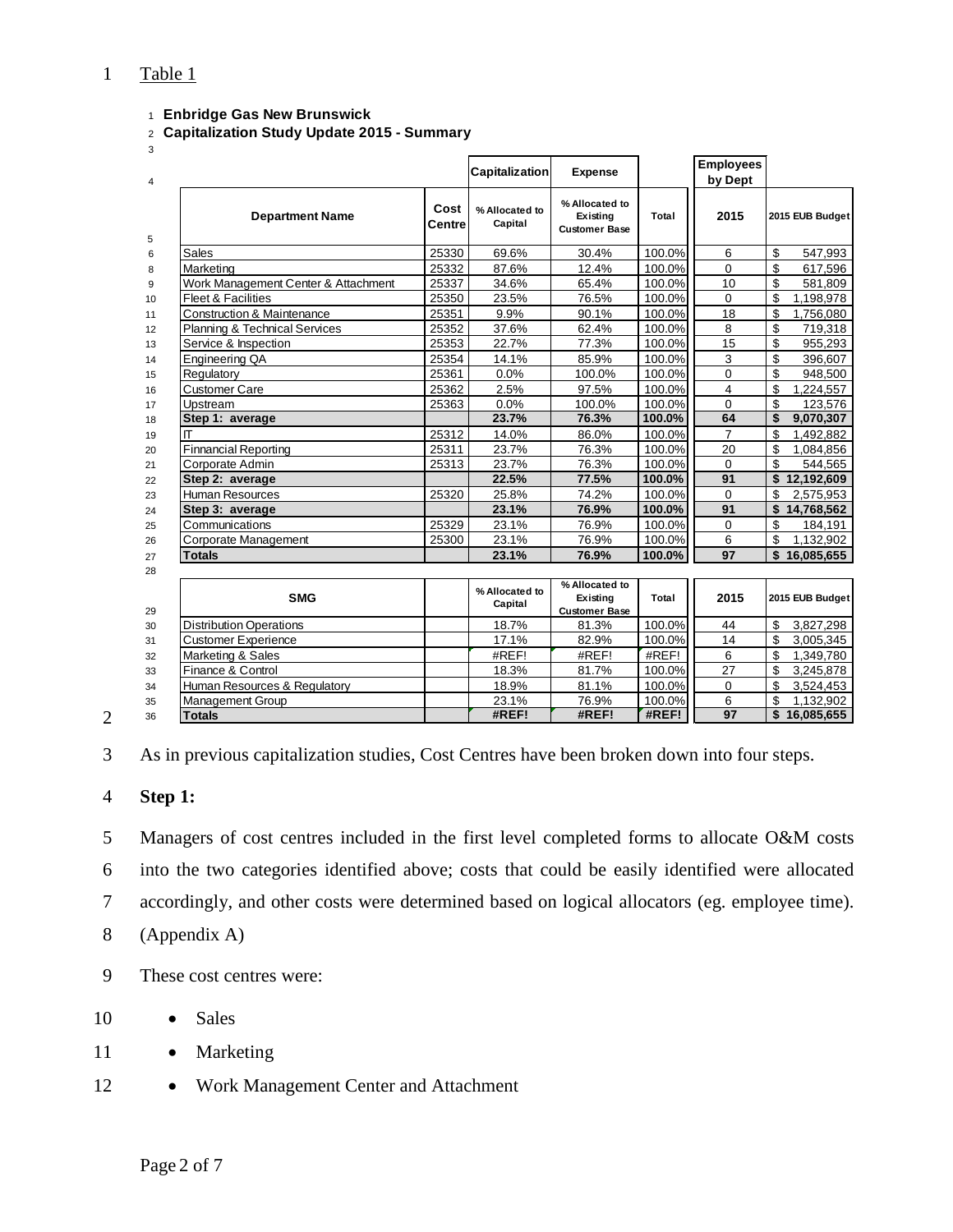Table 1

**Enbridge Gas New Brunswick**
**Capitalization Study Update 2015 - Summary**

| Department Name | Cost Centre | Capitalization: % Allocated to Capital | Expense: % Allocated to Existing Customer Base | Total | Employees by Dept: 2015 | 2015 EUB Budget |
|---|---|---|---|---|---|---|
| Sales | 25330 | 69.6% | 30.4% | 100.0% | 6 | $ 547,993 |
| Marketing | 25332 | 87.6% | 12.4% | 100.0% | 0 | $ 617,596 |
| Work Management Center & Attachment | 25337 | 34.6% | 65.4% | 100.0% | 10 | $ 581,809 |
| Fleet & Facilities | 25350 | 23.5% | 76.5% | 100.0% | 0 | $ 1,198,978 |
| Construction & Maintenance | 25351 | 9.9% | 90.1% | 100.0% | 18 | $ 1,756,080 |
| Planning & Technical Services | 25352 | 37.6% | 62.4% | 100.0% | 8 | $ 719,318 |
| Service & Inspection | 25353 | 22.7% | 77.3% | 100.0% | 15 | $ 955,293 |
| Engineering QA | 25354 | 14.1% | 85.9% | 100.0% | 3 | $ 396,607 |
| Regulatory | 25361 | 0.0% | 100.0% | 100.0% | 0 | $ 948,500 |
| Customer Care | 25362 | 2.5% | 97.5% | 100.0% | 4 | $ 1,224,557 |
| Upstream | 25363 | 0.0% | 100.0% | 100.0% | 0 | $ 123,576 |
| **Step 1: average** | | **23.7%** | **76.3%** | **100.0%** | **64** | **$ 9,070,307** |
| IT | 25312 | 14.0% | 86.0% | 100.0% | 7 | $ 1,492,882 |
| Finnancial Reporting | 25311 | 23.7% | 76.3% | 100.0% | 20 | $ 1,084,856 |
| Corporate Admin | 25313 | 23.7% | 76.3% | 100.0% | 0 | $ 544,565 |
| **Step 2: average** | | **22.5%** | **77.5%** | **100.0%** | **91** | **$ 12,192,609** |
| Human Resources | 25320 | 25.8% | 74.2% | 100.0% | 0 | $ 2,575,953 |
| **Step 3: average** | | **23.1%** | **76.9%** | **100.0%** | **91** | **$ 14,768,562** |
| Communications | 25329 | 23.1% | 76.9% | 100.0% | 0 | $ 184,191 |
| Corporate Management | 25300 | 23.1% | 76.9% | 100.0% | 6 | $ 1,132,902 |
| **Totals** | | **23.1%** | **76.9%** | **100.0%** | **97** | **$ 16,085,655** |

| SMG | | % Allocated to Capital | % Allocated to Existing Customer Base | Total | 2015 | 2015 EUB Budget |
|---|---|---|---|---|---|---|
| Distribution Operations | | 18.7% | 81.3% | 100.0% | 44 | $ 3,827,298 |
| Customer Experience | | 17.1% | 82.9% | 100.0% | 14 | $ 3,005,345 |
| Marketing & Sales | | #REF! | #REF! | #REF! | 6 | $ 1,349,780 |
| Finance & Control | | 18.3% | 81.7% | 100.0% | 27 | $ 3,245,878 |
| Human Resources & Regulatory | | 18.9% | 81.1% | 100.0% | 0 | $ 3,524,453 |
| Management Group | | 23.1% | 76.9% | 100.0% | 6 | $ 1,132,902 |
| **Totals** | | **#REF!** | **#REF!** | **#REF!** | **97** | **$ 16,085,655** |

As in previous capitalization studies, Cost Centres have been broken down into four steps.

**Step 1:**

Managers of cost centres included in the first level completed forms to allocate O&M costs into the two categories identified above; costs that could be easily identified were allocated accordingly, and other costs were determined based on logical allocators (eg. employee time). (Appendix A)

These cost centres were:

- Sales
- Marketing
- Work Management Center and Attachment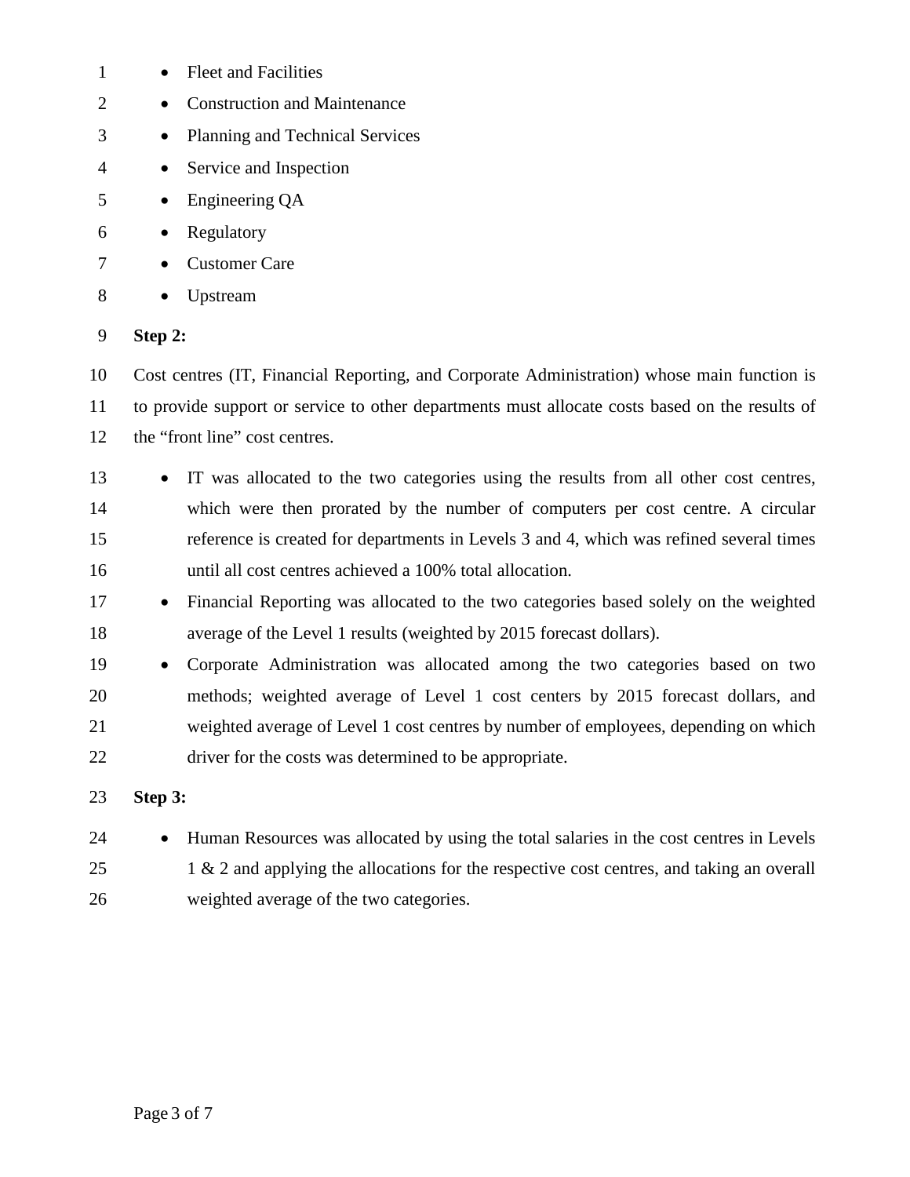- Fleet and Facilities
- Construction and Maintenance
- Planning and Technical Services
- Service and Inspection
- Engineering QA
- Regulatory
- Customer Care
- Upstream

**Step 2:**

Cost centres (IT, Financial Reporting, and Corporate Administration) whose main function is to provide support or service to other departments must allocate costs based on the results of the "front line" cost centres.

- IT was allocated to the two categories using the results from all other cost centres, which were then prorated by the number of computers per cost centre. A circular reference is created for departments in Levels 3 and 4, which was refined several times until all cost centres achieved a 100% total allocation.
- Financial Reporting was allocated to the two categories based solely on the weighted average of the Level 1 results (weighted by 2015 forecast dollars).
- Corporate Administration was allocated among the two categories based on two methods; weighted average of Level 1 cost centers by 2015 forecast dollars, and weighted average of Level 1 cost centres by number of employees, depending on which driver for the costs was determined to be appropriate.

**Step 3:**

- Human Resources was allocated by using the total salaries in the cost centres in Levels 1 & 2 and applying the allocations for the respective cost centres, and taking an overall weighted average of the two categories.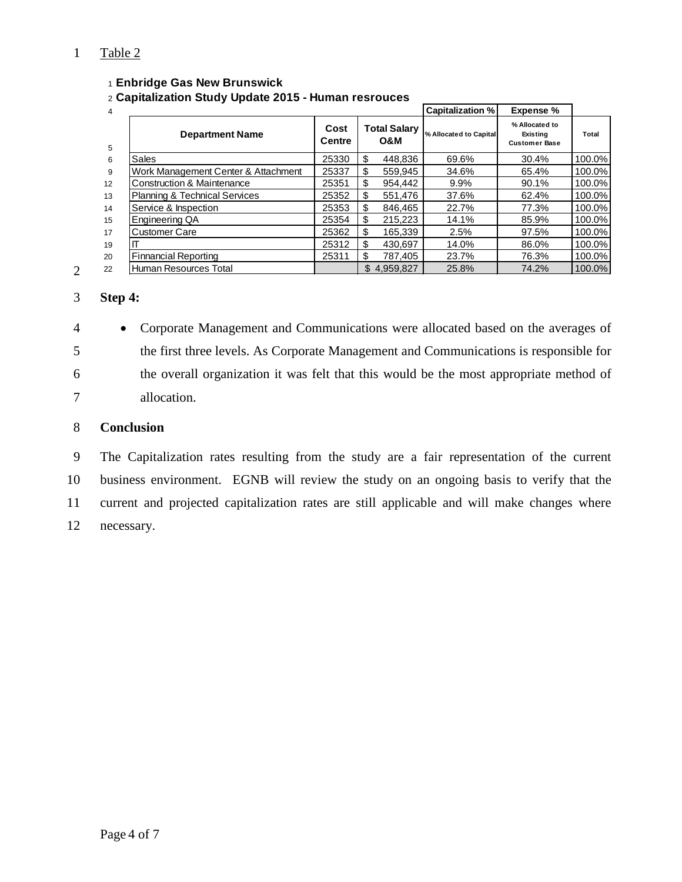Table 2

**Enbridge Gas New Brunswick**
**Capitalization Study Update 2015 - Human resrouces**

| Department Name | Cost Centre | Total Salary O&M | Capitalization % | Expense % | Total |
|---|---|---|---|---|---|
| | | | % Allocated to Capital | % Allocated to Existing Customer Base | |
| Sales | 25330 | $ 448,836 | 69.6% | 30.4% | 100.0% |
| Work Management Center & Attachment | 25337 | $ 559,945 | 34.6% | 65.4% | 100.0% |
| Construction & Maintenance | 25351 | $ 954,442 | 9.9% | 90.1% | 100.0% |
| Planning & Technical Services | 25352 | $ 551,476 | 37.6% | 62.4% | 100.0% |
| Service & Inspection | 25353 | $ 846,465 | 22.7% | 77.3% | 100.0% |
| Engineering QA | 25354 | $ 215,223 | 14.1% | 85.9% | 100.0% |
| Customer Care | 25362 | $ 165,339 | 2.5% | 97.5% | 100.0% |
| IT | 25312 | $ 430,697 | 14.0% | 86.0% | 100.0% |
| Finnancial Reporting | 25311 | $ 787,405 | 23.7% | 76.3% | 100.0% |
| Human Resources Total | | $ 4,959,827 | 25.8% | 74.2% | 100.0% |

**Step 4:**

- Corporate Management and Communications were allocated based on the averages of the first three levels. As Corporate Management and Communications is responsible for the overall organization it was felt that this would be the most appropriate method of allocation.

**Conclusion**

The Capitalization rates resulting from the study are a fair representation of the current business environment. EGNB will review the study on an ongoing basis to verify that the current and projected capitalization rates are still applicable and will make changes where necessary.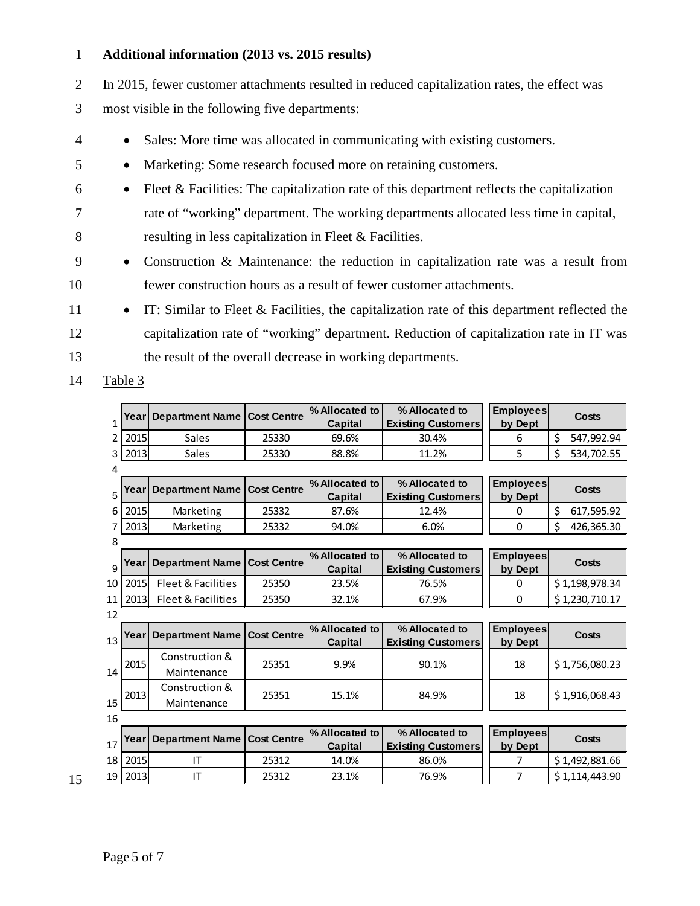**Additional information (2013 vs. 2015 results)**

In 2015, fewer customer attachments resulted in reduced capitalization rates, the effect was most visible in the following five departments:

- Sales: More time was allocated in communicating with existing customers.
- Marketing: Some research focused more on retaining customers.
- Fleet & Facilities: The capitalization rate of this department reflects the capitalization rate of "working" department. The working departments allocated less time in capital, resulting in less capitalization in Fleet & Facilities.
- Construction & Maintenance: the reduction in capitalization rate was a result from fewer construction hours as a result of fewer customer attachments.
- IT: Similar to Fleet & Facilities, the capitalization rate of this department reflected the capitalization rate of "working" department. Reduction of capitalization rate in IT was the result of the overall decrease in working departments.

Table 3

| Year | Department Name | Cost Centre | % Allocated to Capital | % Allocated to Existing Customers | Employees by Dept | Costs |
|---|---|---|---|---|---|---|
| 2015 | Sales | 25330 | 69.6% | 30.4% | 6 | $ 547,992.94 |
| 2013 | Sales | 25330 | 88.8% | 11.2% | 5 | $ 534,702.55 |

| Year | Department Name | Cost Centre | % Allocated to Capital | % Allocated to Existing Customers | Employees by Dept | Costs |
|---|---|---|---|---|---|---|
| 2015 | Marketing | 25332 | 87.6% | 12.4% | 0 | $ 617,595.92 |
| 2013 | Marketing | 25332 | 94.0% | 6.0% | 0 | $ 426,365.30 |

| Year | Department Name | Cost Centre | % Allocated to Capital | % Allocated to Existing Customers | Employees by Dept | Costs |
|---|---|---|---|---|---|---|
| 2015 | Fleet & Facilities | 25350 | 23.5% | 76.5% | 0 | $ 1,198,978.34 |
| 2013 | Fleet & Facilities | 25350 | 32.1% | 67.9% | 0 | $ 1,230,710.17 |

| Year | Department Name | Cost Centre | % Allocated to Capital | % Allocated to Existing Customers | Employees by Dept | Costs |
|---|---|---|---|---|---|---|
| 2015 | Construction & Maintenance | 25351 | 9.9% | 90.1% | 18 | $ 1,756,080.23 |
| 2013 | Construction & Maintenance | 25351 | 15.1% | 84.9% | 18 | $ 1,916,068.43 |

| Year | Department Name | Cost Centre | % Allocated to Capital | % Allocated to Existing Customers | Employees by Dept | Costs |
|---|---|---|---|---|---|---|
| 2015 | IT | 25312 | 14.0% | 86.0% | 7 | $ 1,492,881.66 |
| 2013 | IT | 25312 | 23.1% | 76.9% | 7 | $ 1,114,443.90 |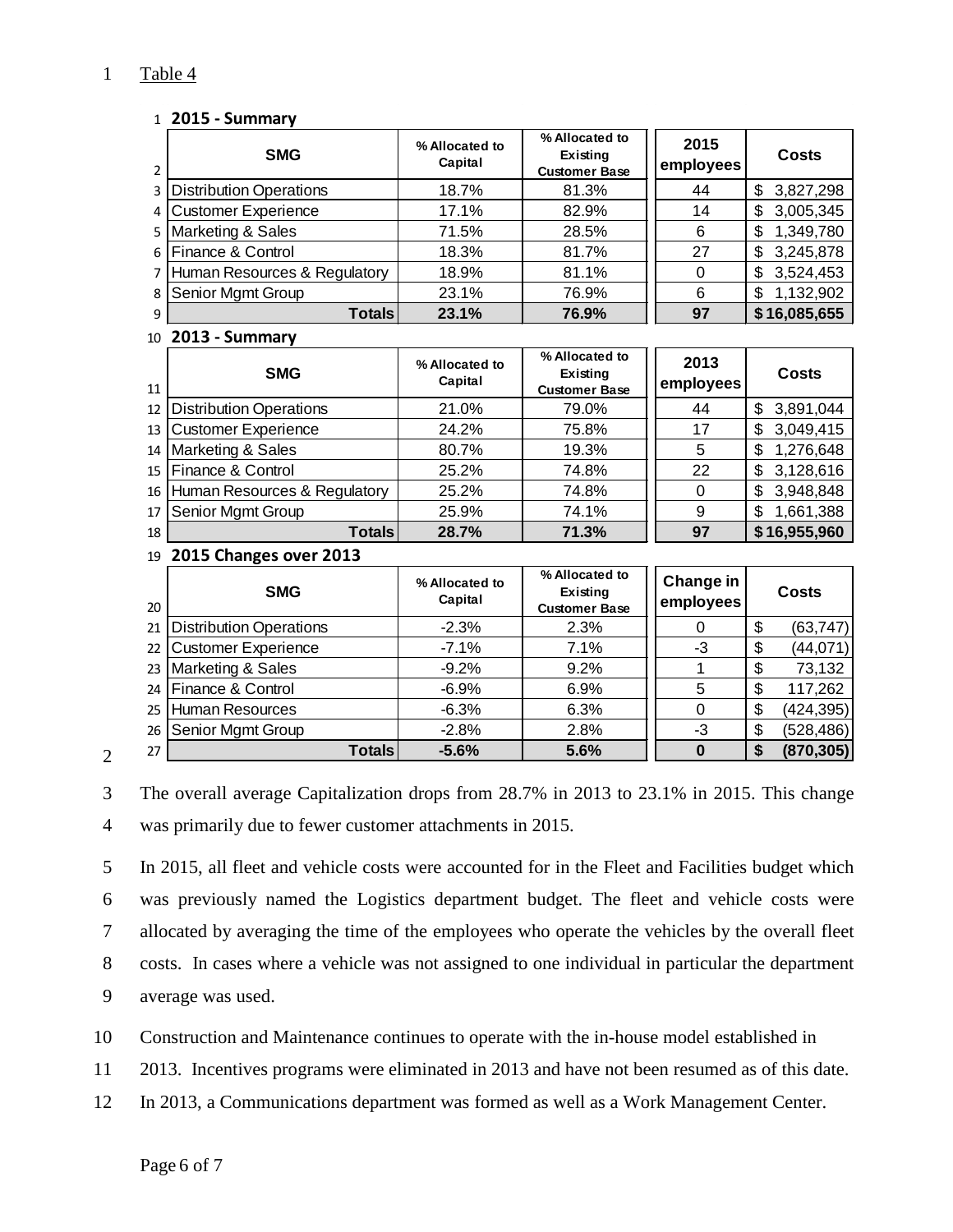Table 4

**2015 - Summary**

| SMG | % Allocated to Capital | % Allocated to Existing Customer Base | 2015 employees | Costs |
|---|---|---|---|---|
| Distribution Operations | 18.7% | 81.3% | 44 | $ 3,827,298 |
| Customer Experience | 17.1% | 82.9% | 14 | $ 3,005,345 |
| Marketing & Sales | 71.5% | 28.5% | 6 | $ 1,349,780 |
| Finance & Control | 18.3% | 81.7% | 27 | $ 3,245,878 |
| Human Resources & Regulatory | 18.9% | 81.1% | 0 | $ 3,524,453 |
| Senior Mgmt Group | 23.1% | 76.9% | 6 | $ 1,132,902 |
| **Totals** | **23.1%** | **76.9%** | **97** | **$ 16,085,655** |

**2013 - Summary**

| SMG | % Allocated to Capital | % Allocated to Existing Customer Base | 2013 employees | Costs |
|---|---|---|---|---|
| Distribution Operations | 21.0% | 79.0% | 44 | $ 3,891,044 |
| Customer Experience | 24.2% | 75.8% | 17 | $ 3,049,415 |
| Marketing & Sales | 80.7% | 19.3% | 5 | $ 1,276,648 |
| Finance & Control | 25.2% | 74.8% | 22 | $ 3,128,616 |
| Human Resources & Regulatory | 25.2% | 74.8% | 0 | $ 3,948,848 |
| Senior Mgmt Group | 25.9% | 74.1% | 9 | $ 1,661,388 |
| **Totals** | **28.7%** | **71.3%** | **97** | **$ 16,955,960** |

**2015 Changes over 2013**

| SMG | % Allocated to Capital | % Allocated to Existing Customer Base | Change in employees | Costs |
|---|---|---|---|---|
| Distribution Operations | -2.3% | 2.3% | 0 | $ (63,747) |
| Customer Experience | -7.1% | 7.1% | -3 | $ (44,071) |
| Marketing & Sales | -9.2% | 9.2% | 1 | $ 73,132 |
| Finance & Control | -6.9% | 6.9% | 5 | $ 117,262 |
| Human Resources | -6.3% | 6.3% | 0 | $ (424,395) |
| Senior Mgmt Group | -2.8% | 2.8% | -3 | $ (528,486) |
| **Totals** | **-5.6%** | **5.6%** | **0** | **$ (870,305)** |

The overall average Capitalization drops from 28.7% in 2013 to 23.1% in 2015. This change was primarily due to fewer customer attachments in 2015.

In 2015, all fleet and vehicle costs were accounted for in the Fleet and Facilities budget which was previously named the Logistics department budget. The fleet and vehicle costs were allocated by averaging the time of the employees who operate the vehicles by the overall fleet costs. In cases where a vehicle was not assigned to one individual in particular the department average was used.

Construction and Maintenance continues to operate with the in-house model established in 2013. Incentives programs were eliminated in 2013 and have not been resumed as of this date. In 2013, a Communications department was formed as well as a Work Management Center.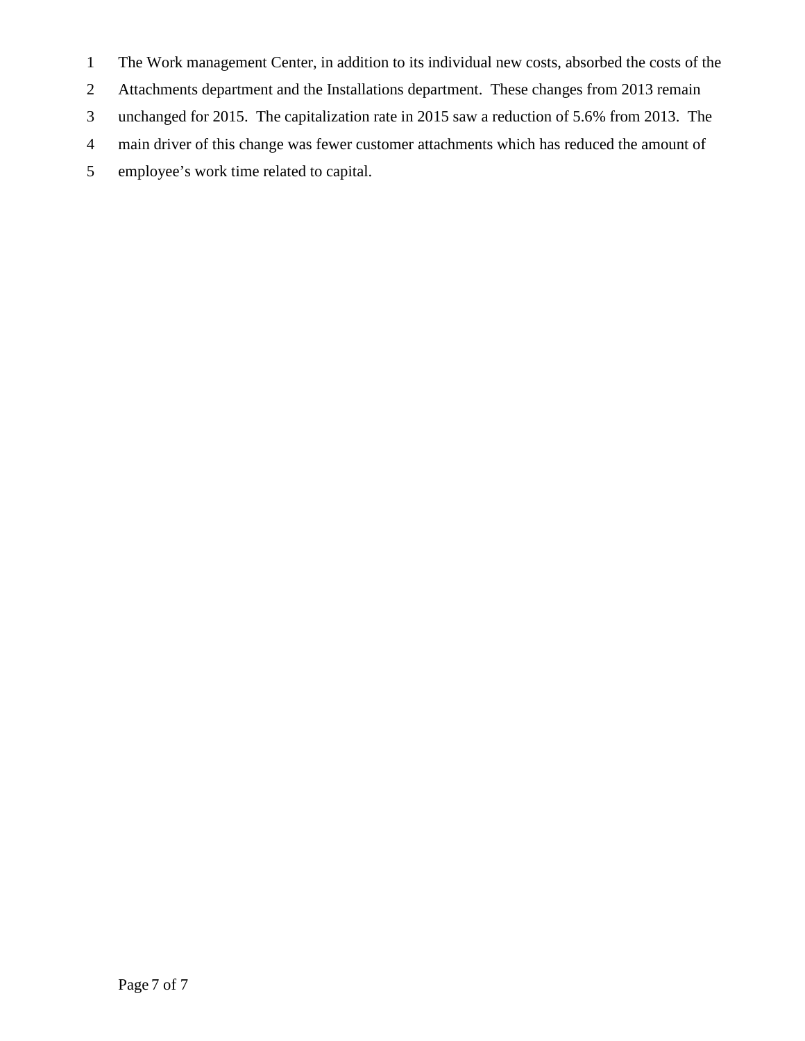The Work management Center, in addition to its individual new costs, absorbed the costs of the Attachments department and the Installations department. These changes from 2013 remain unchanged for 2015. The capitalization rate in 2015 saw a reduction of 5.6% from 2013. The main driver of this change was fewer customer attachments which has reduced the amount of employee's work time related to capital.